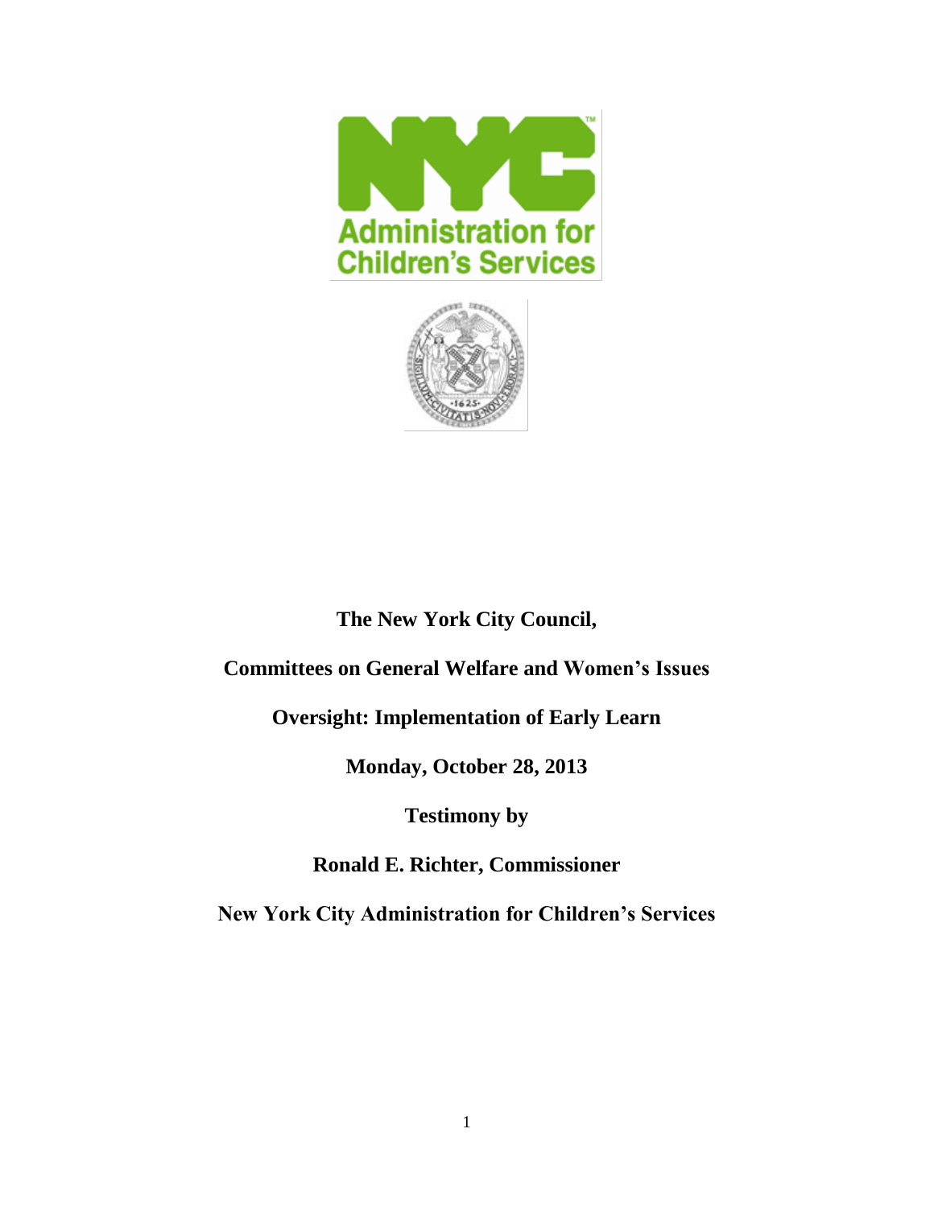**The New York City Council,**

**Committees on General Welfare and Women's Issues**

**Oversight: Implementation of Early Learn**

**Monday, October 28, 2013**

**Testimony by**

**Ronald E. Richter, Commissioner**

**New York City Administration for Children's Services**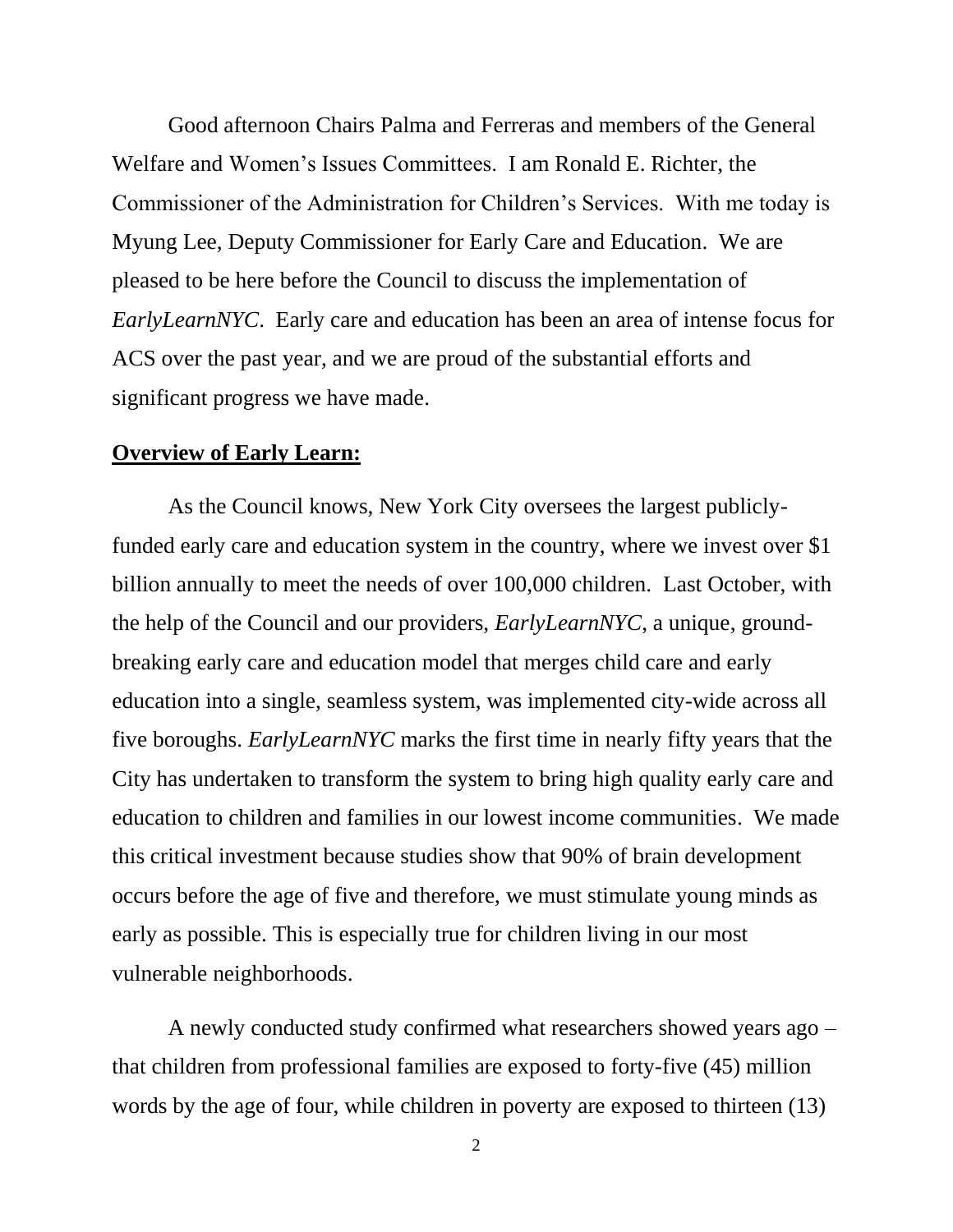Good afternoon Chairs Palma and Ferreras and members of the General Welfare and Women's Issues Committees. I am Ronald E. Richter, the Commissioner of the Administration for Children's Services. With me today is Myung Lee, Deputy Commissioner for Early Care and Education. We are pleased to be here before the Council to discuss the implementation of *EarlyLearnNYC*. Early care and education has been an area of intense focus for ACS over the past year, and we are proud of the substantial efforts and significant progress we have made.

**Overview of Early Learn:**

As the Council knows, New York City oversees the largest publicly-funded early care and education system in the country, where we invest over $1 billion annually to meet the needs of over 100,000 children. Last October, with the help of the Council and our providers, *EarlyLearnNYC*, a unique, ground-breaking early care and education model that merges child care and early education into a single, seamless system, was implemented city-wide across all five boroughs. *EarlyLearnNYC* marks the first time in nearly fifty years that the City has undertaken to transform the system to bring high quality early care and education to children and families in our lowest income communities. We made this critical investment because studies show that 90% of brain development occurs before the age of five and therefore, we must stimulate young minds as early as possible. This is especially true for children living in our most vulnerable neighborhoods.

A newly conducted study confirmed what researchers showed years ago – that children from professional families are exposed to forty-five (45) million words by the age of four, while children in poverty are exposed to thirteen (13)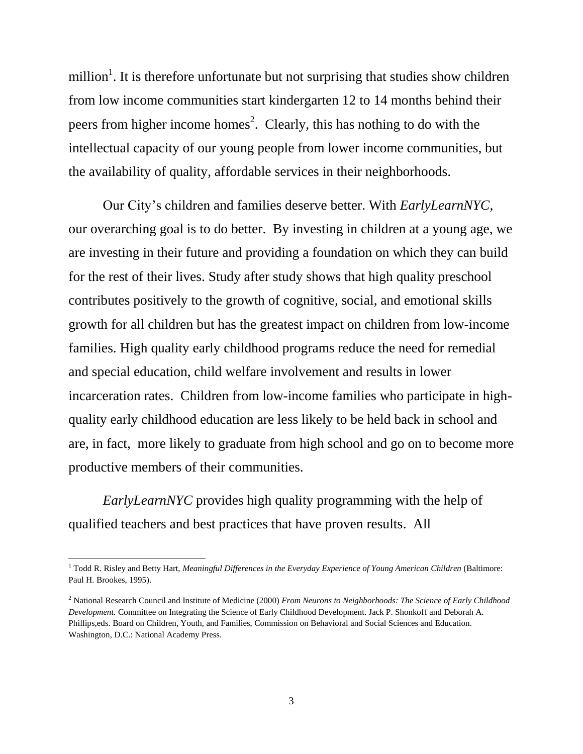million[1]. It is therefore unfortunate but not surprising that studies show children from low income communities start kindergarten 12 to 14 months behind their peers from higher income homes[2]. Clearly, this has nothing to do with the intellectual capacity of our young people from lower income communities, but the availability of quality, affordable services in their neighborhoods.

Our City's children and families deserve better. With *EarlyLearnNYC*, our overarching goal is to do better. By investing in children at a young age, we are investing in their future and providing a foundation on which they can build for the rest of their lives. Study after study shows that high quality preschool contributes positively to the growth of cognitive, social, and emotional skills growth for all children but has the greatest impact on children from low-income families. High quality early childhood programs reduce the need for remedial and special education, child welfare involvement and results in lower incarceration rates. Children from low-income families who participate in high-quality early childhood education are less likely to be held back in school and are, in fact, more likely to graduate from high school and go on to become more productive members of their communities.

*EarlyLearnNYC* provides high quality programming with the help of qualified teachers and best practices that have proven results. All

---

[1] Todd R. Risley and Betty Hart, *Meaningful Differences in the Everyday Experience of Young American Children* (Baltimore: Paul H. Brookes, 1995).

[2] National Research Council and Institute of Medicine (2000) *From Neurons to Neighborhoods: The Science of Early Childhood Development.* Committee on Integrating the Science of Early Childhood Development. Jack P. Shonkoff and Deborah A. Phillips,eds. Board on Children, Youth, and Families, Commission on Behavioral and Social Sciences and Education. Washington, D.C.: National Academy Press.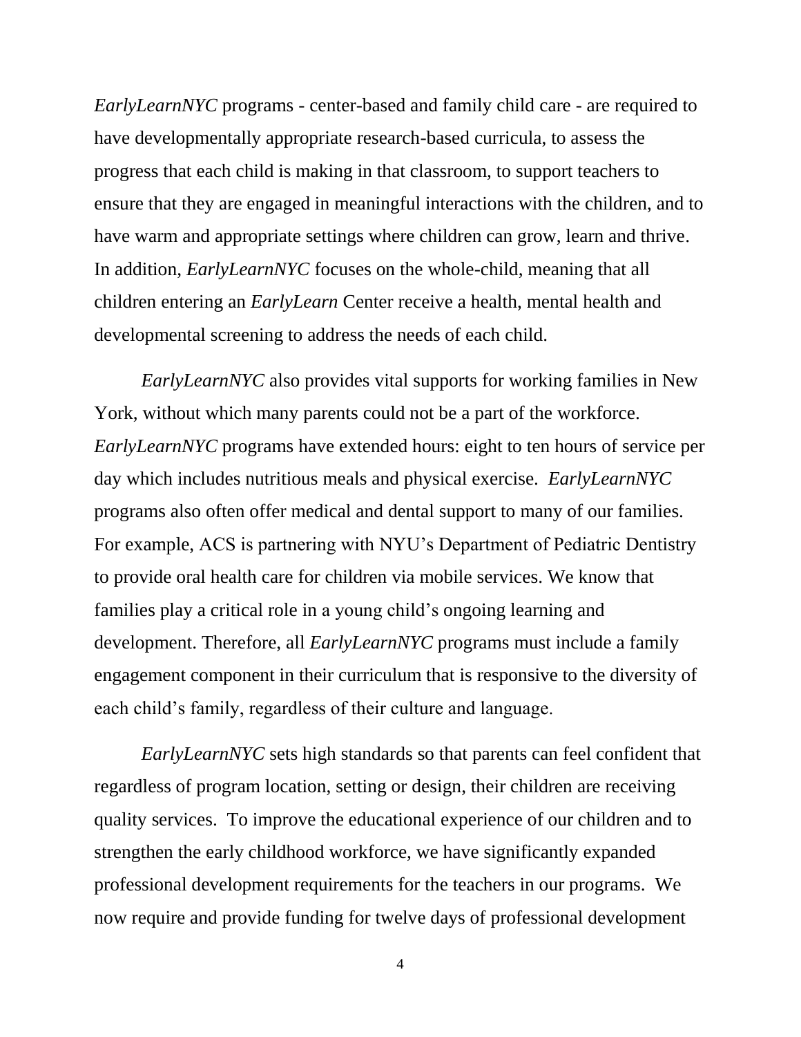*EarlyLearnNYC* programs - center-based and family child care - are required to have developmentally appropriate research-based curricula, to assess the progress that each child is making in that classroom, to support teachers to ensure that they are engaged in meaningful interactions with the children, and to have warm and appropriate settings where children can grow, learn and thrive. In addition, *EarlyLearnNYC* focuses on the whole-child, meaning that all children entering an *EarlyLearn* Center receive a health, mental health and developmental screening to address the needs of each child.

*EarlyLearnNYC* also provides vital supports for working families in New York, without which many parents could not be a part of the workforce. *EarlyLearnNYC* programs have extended hours: eight to ten hours of service per day which includes nutritious meals and physical exercise. *EarlyLearnNYC* programs also often offer medical and dental support to many of our families. For example, ACS is partnering with NYU's Department of Pediatric Dentistry to provide oral health care for children via mobile services. We know that families play a critical role in a young child's ongoing learning and development. Therefore, all *EarlyLearnNYC* programs must include a family engagement component in their curriculum that is responsive to the diversity of each child's family, regardless of their culture and language.

*EarlyLearnNYC* sets high standards so that parents can feel confident that regardless of program location, setting or design, their children are receiving quality services. To improve the educational experience of our children and to strengthen the early childhood workforce, we have significantly expanded professional development requirements for the teachers in our programs. We now require and provide funding for twelve days of professional development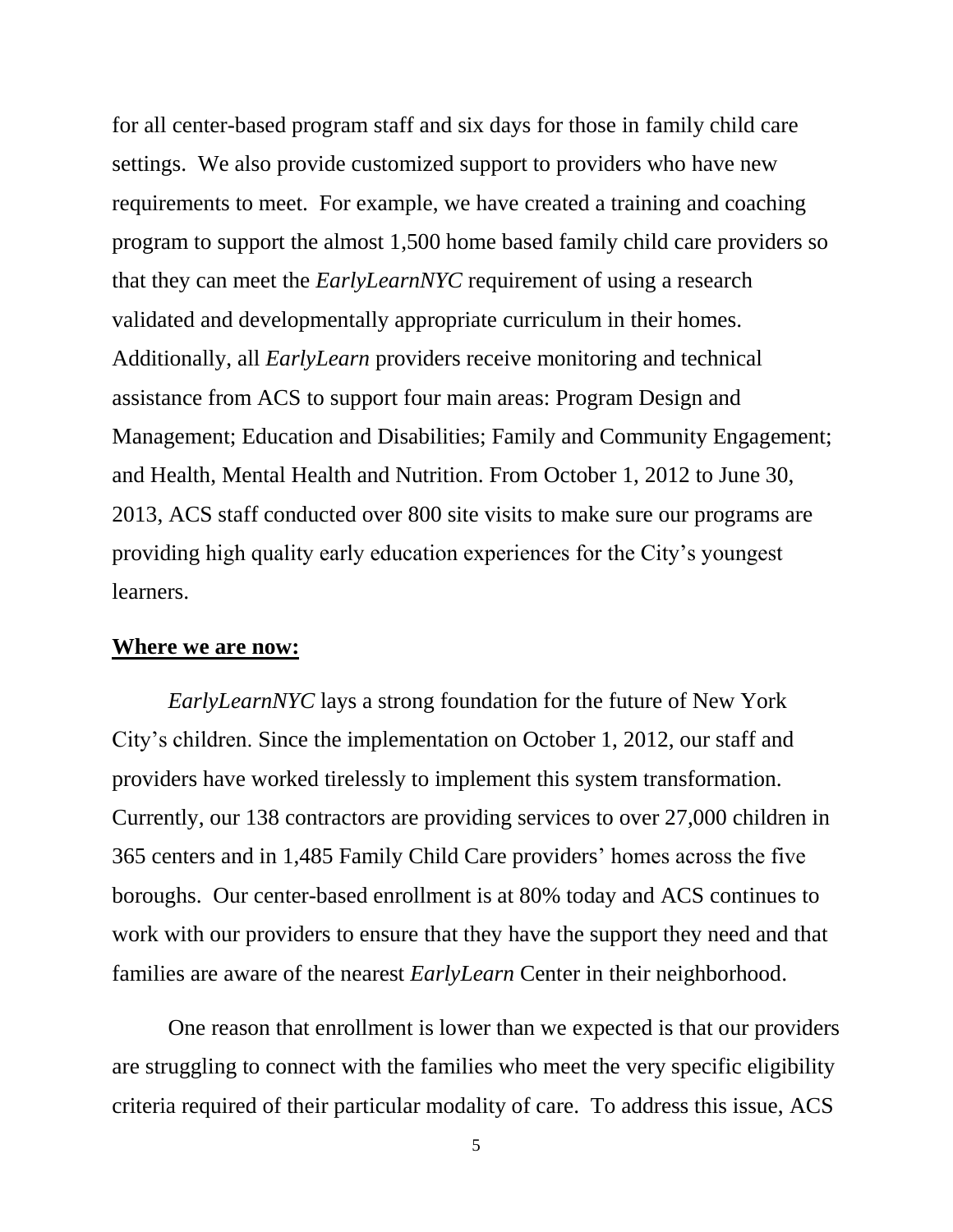for all center-based program staff and six days for those in family child care settings. We also provide customized support to providers who have new requirements to meet. For example, we have created a training and coaching program to support the almost 1,500 home based family child care providers so that they can meet the *EarlyLearnNYC* requirement of using a research validated and developmentally appropriate curriculum in their homes. Additionally, all *EarlyLearn* providers receive monitoring and technical assistance from ACS to support four main areas: Program Design and Management; Education and Disabilities; Family and Community Engagement; and Health, Mental Health and Nutrition. From October 1, 2012 to June 30, 2013, ACS staff conducted over 800 site visits to make sure our programs are providing high quality early education experiences for the City's youngest learners.

**Where we are now:**

*EarlyLearnNYC* lays a strong foundation for the future of New York City's children. Since the implementation on October 1, 2012, our staff and providers have worked tirelessly to implement this system transformation. Currently, our 138 contractors are providing services to over 27,000 children in 365 centers and in 1,485 Family Child Care providers' homes across the five boroughs. Our center-based enrollment is at 80% today and ACS continues to work with our providers to ensure that they have the support they need and that families are aware of the nearest *EarlyLearn* Center in their neighborhood.

One reason that enrollment is lower than we expected is that our providers are struggling to connect with the families who meet the very specific eligibility criteria required of their particular modality of care. To address this issue, ACS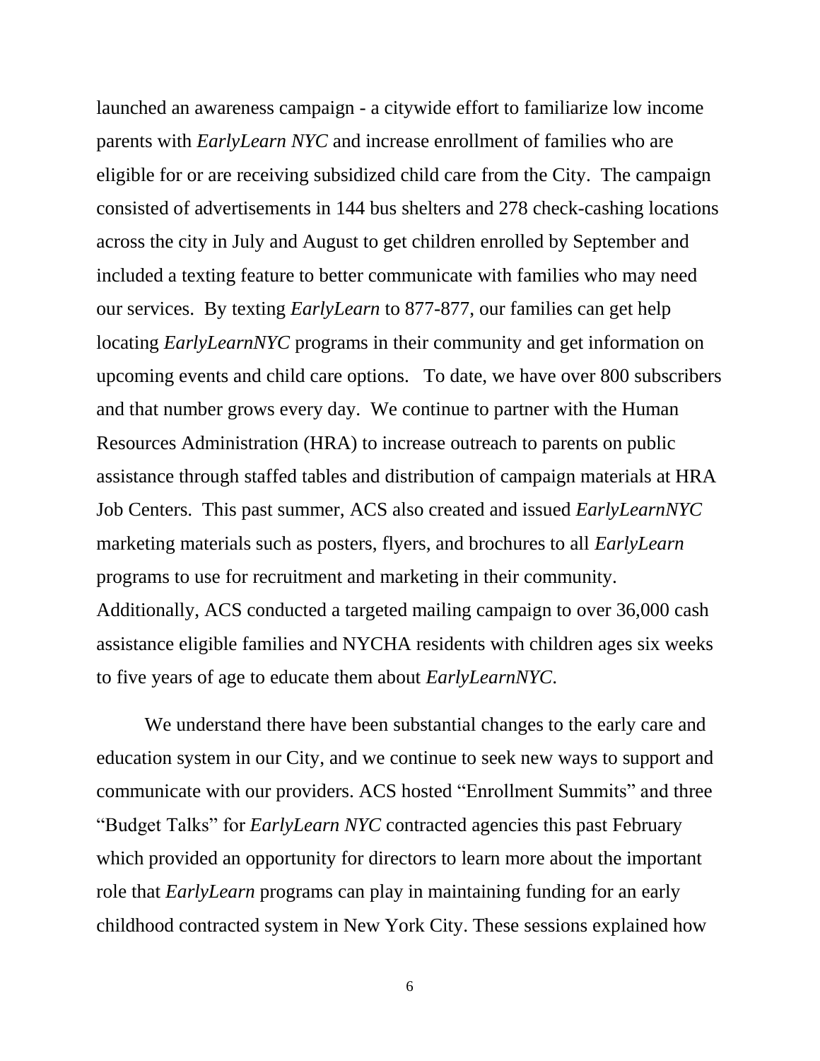launched an awareness campaign - a citywide effort to familiarize low income parents with *EarlyLearn NYC* and increase enrollment of families who are eligible for or are receiving subsidized child care from the City. The campaign consisted of advertisements in 144 bus shelters and 278 check-cashing locations across the city in July and August to get children enrolled by September and included a texting feature to better communicate with families who may need our services. By texting *EarlyLearn* to 877-877, our families can get help locating *EarlyLearnNYC* programs in their community and get information on upcoming events and child care options. To date, we have over 800 subscribers and that number grows every day. We continue to partner with the Human Resources Administration (HRA) to increase outreach to parents on public assistance through staffed tables and distribution of campaign materials at HRA Job Centers. This past summer, ACS also created and issued *EarlyLearnNYC* marketing materials such as posters, flyers, and brochures to all *EarlyLearn* programs to use for recruitment and marketing in their community. Additionally, ACS conducted a targeted mailing campaign to over 36,000 cash assistance eligible families and NYCHA residents with children ages six weeks to five years of age to educate them about *EarlyLearnNYC*.

We understand there have been substantial changes to the early care and education system in our City, and we continue to seek new ways to support and communicate with our providers. ACS hosted "Enrollment Summits" and three "Budget Talks" for *EarlyLearn NYC* contracted agencies this past February which provided an opportunity for directors to learn more about the important role that *EarlyLearn* programs can play in maintaining funding for an early childhood contracted system in New York City. These sessions explained how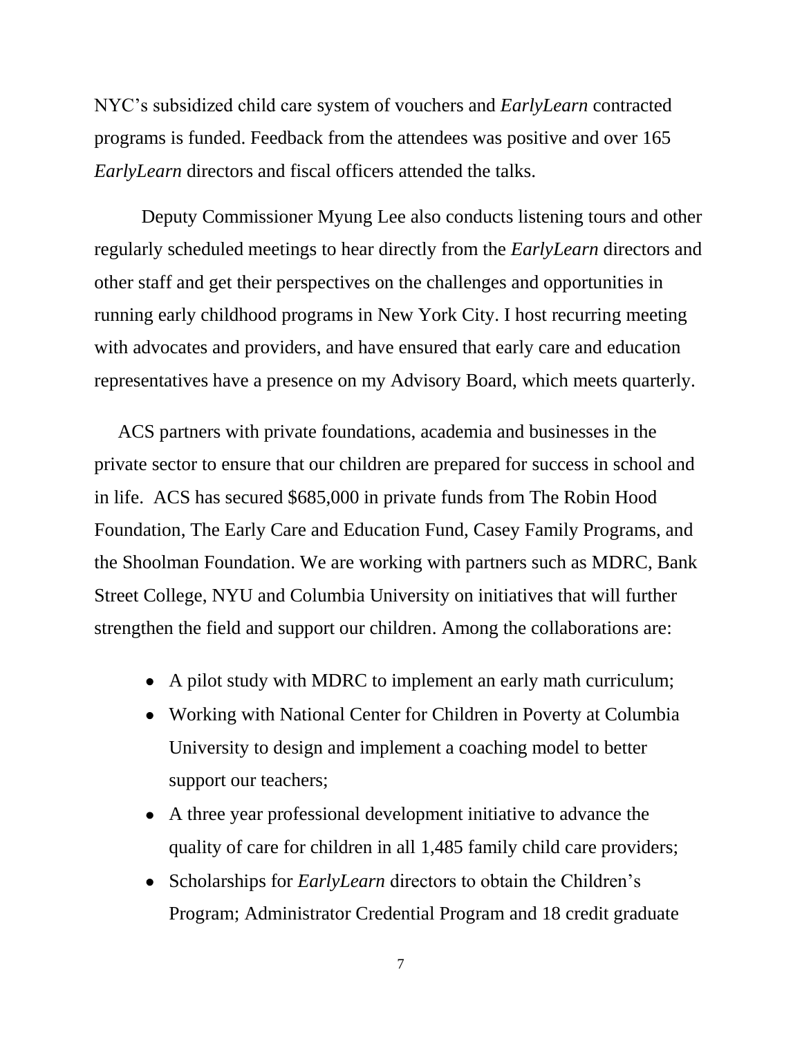NYC's subsidized child care system of vouchers and *EarlyLearn* contracted programs is funded. Feedback from the attendees was positive and over 165 *EarlyLearn* directors and fiscal officers attended the talks.

Deputy Commissioner Myung Lee also conducts listening tours and other regularly scheduled meetings to hear directly from the *EarlyLearn* directors and other staff and get their perspectives on the challenges and opportunities in running early childhood programs in New York City. I host recurring meeting with advocates and providers, and have ensured that early care and education representatives have a presence on my Advisory Board, which meets quarterly.

ACS partners with private foundations, academia and businesses in the private sector to ensure that our children are prepared for success in school and in life. ACS has secured $685,000 in private funds from The Robin Hood Foundation, The Early Care and Education Fund, Casey Family Programs, and the Shoolman Foundation. We are working with partners such as MDRC, Bank Street College, NYU and Columbia University on initiatives that will further strengthen the field and support our children. Among the collaborations are:

- A pilot study with MDRC to implement an early math curriculum;
- Working with National Center for Children in Poverty at Columbia University to design and implement a coaching model to better support our teachers;
- A three year professional development initiative to advance the quality of care for children in all 1,485 family child care providers;
- Scholarships for *EarlyLearn* directors to obtain the Children's Program; Administrator Credential Program and 18 credit graduate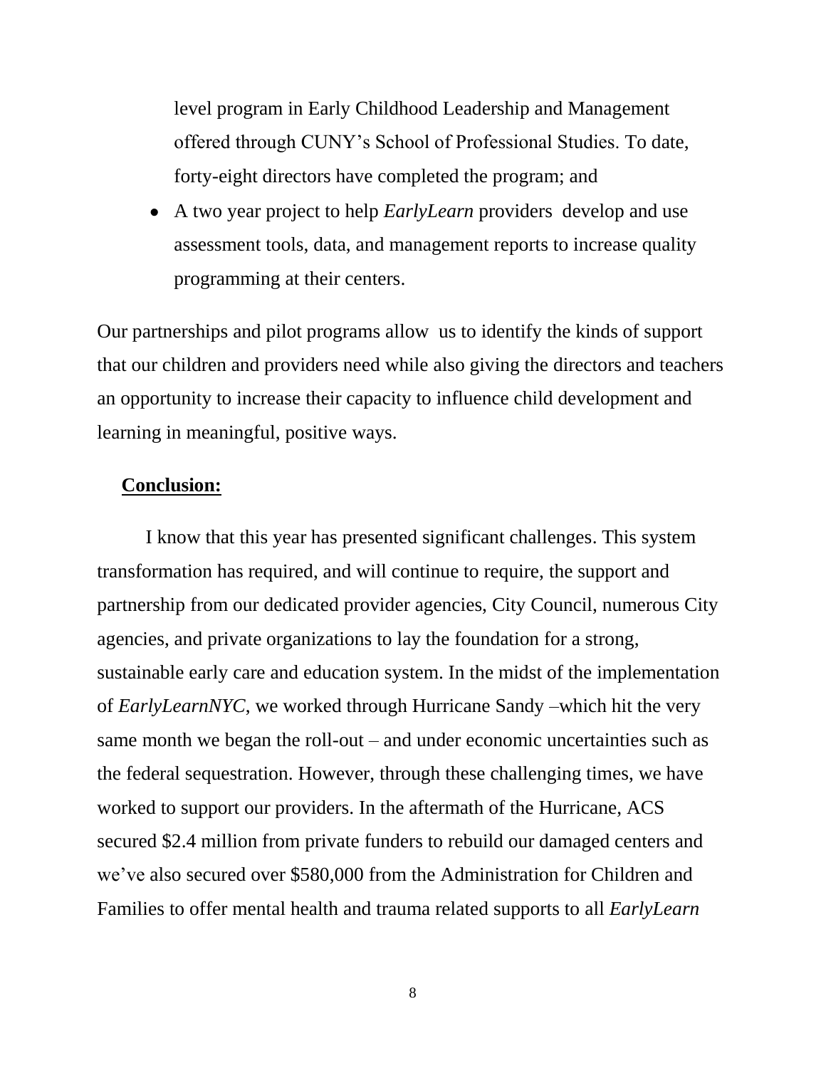level program in Early Childhood Leadership and Management offered through CUNY's School of Professional Studies. To date, forty-eight directors have completed the program; and

- A two year project to help *EarlyLearn* providers develop and use assessment tools, data, and management reports to increase quality programming at their centers.

Our partnerships and pilot programs allow us to identify the kinds of support that our children and providers need while also giving the directors and teachers an opportunity to increase their capacity to influence child development and learning in meaningful, positive ways.

**Conclusion:**

I know that this year has presented significant challenges. This system transformation has required, and will continue to require, the support and partnership from our dedicated provider agencies, City Council, numerous City agencies, and private organizations to lay the foundation for a strong, sustainable early care and education system. In the midst of the implementation of *EarlyLearnNYC*, we worked through Hurricane Sandy –which hit the very same month we began the roll-out – and under economic uncertainties such as the federal sequestration. However, through these challenging times, we have worked to support our providers. In the aftermath of the Hurricane, ACS secured $2.4 million from private funders to rebuild our damaged centers and we've also secured over $580,000 from the Administration for Children and Families to offer mental health and trauma related supports to all *EarlyLearn*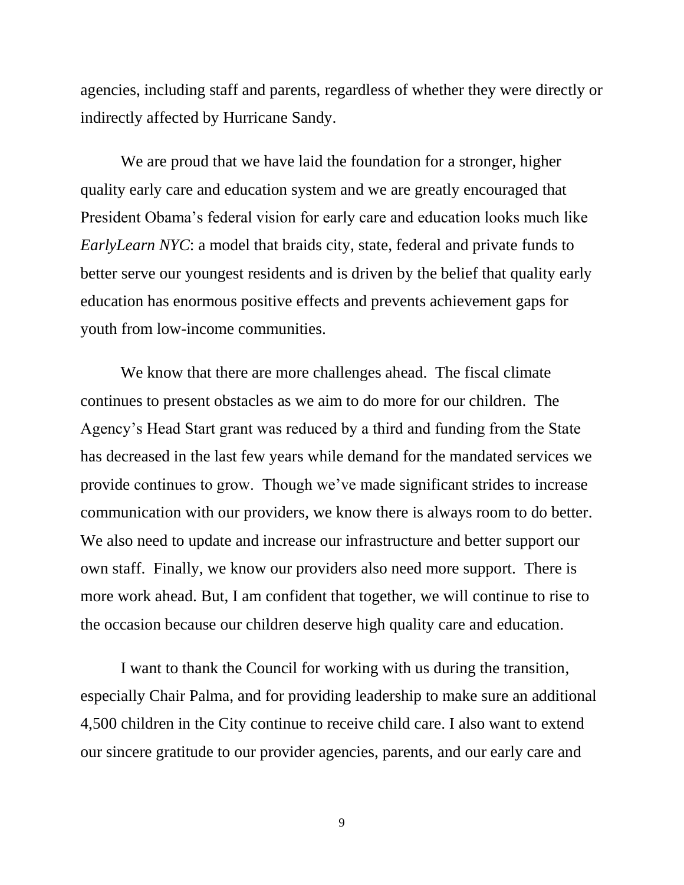agencies, including staff and parents, regardless of whether they were directly or indirectly affected by Hurricane Sandy.

We are proud that we have laid the foundation for a stronger, higher quality early care and education system and we are greatly encouraged that President Obama's federal vision for early care and education looks much like *EarlyLearn NYC*: a model that braids city, state, federal and private funds to better serve our youngest residents and is driven by the belief that quality early education has enormous positive effects and prevents achievement gaps for youth from low-income communities.

We know that there are more challenges ahead. The fiscal climate continues to present obstacles as we aim to do more for our children. The Agency's Head Start grant was reduced by a third and funding from the State has decreased in the last few years while demand for the mandated services we provide continues to grow. Though we've made significant strides to increase communication with our providers, we know there is always room to do better. We also need to update and increase our infrastructure and better support our own staff. Finally, we know our providers also need more support. There is more work ahead. But, I am confident that together, we will continue to rise to the occasion because our children deserve high quality care and education.

I want to thank the Council for working with us during the transition, especially Chair Palma, and for providing leadership to make sure an additional 4,500 children in the City continue to receive child care. I also want to extend our sincere gratitude to our provider agencies, parents, and our early care and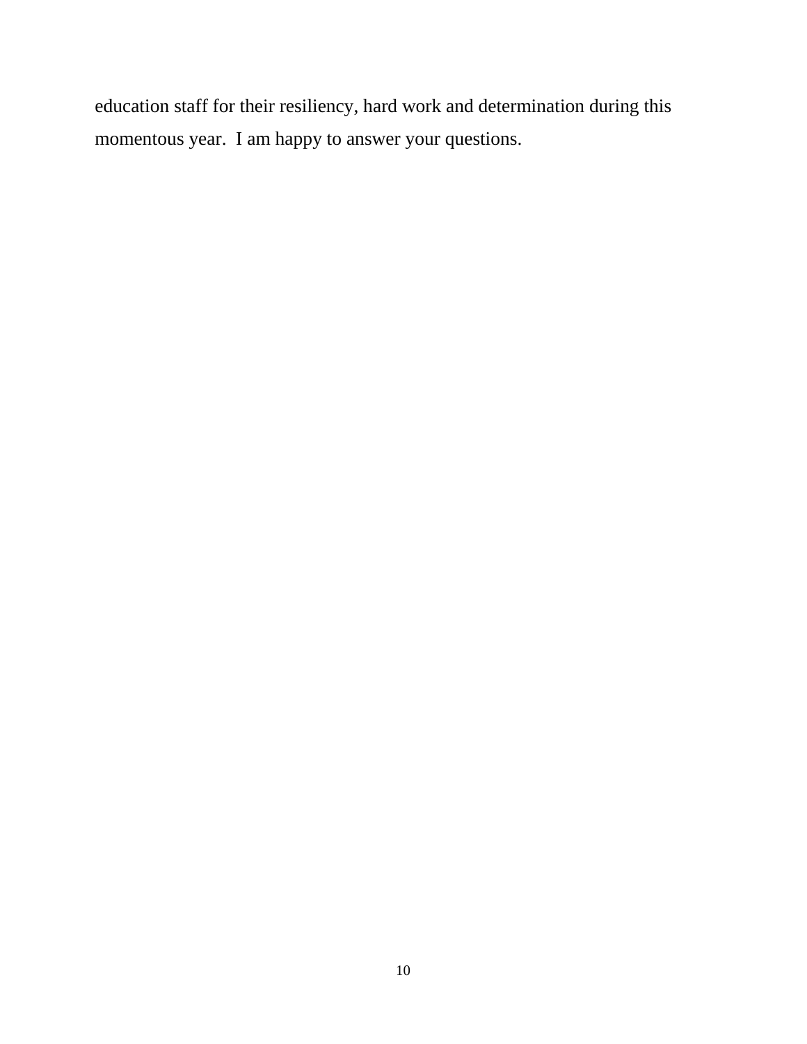education staff for their resiliency, hard work and determination during this momentous year. I am happy to answer your questions.